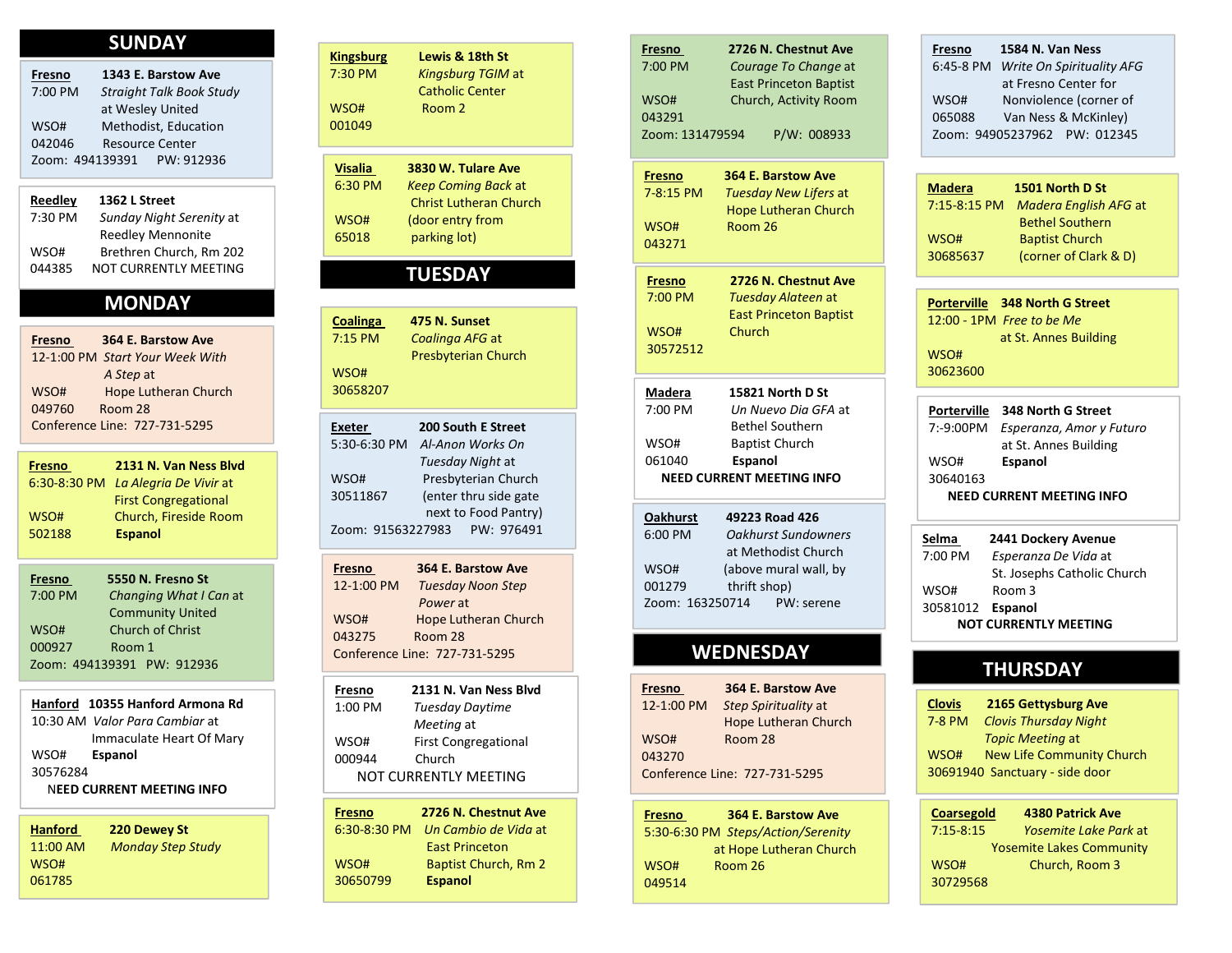## SUNDAY

**Fresno** **1343 E. Barstow Ave**
7:00 PM *Straight Talk Book Study* at Wesley United Methodist, Education Resource Center
WSO# 042046
Zoom: 494139391 PW: 912936

**Reedley** **1362 L Street**
7:30 PM *Sunday Night Serenity* at Reedley Mennonite Brethren Church, Rm 202
WSO# 044385
NOT CURRENTLY MEETING

## MONDAY

**Fresno** **364 E. Barstow Ave**
12-1:00 PM *Start Your Week With A Step* at Hope Lutheran Church Room 28
WSO# 049760
Conference Line: 727-731-5295

**Fresno** **2131 N. Van Ness Blvd**
6:30-8:30 PM *La Alegria De Vivir* at First Congregational Church, Fireside Room
WSO# 502188
**Espanol**

**Fresno** **5550 N. Fresno St**
7:00 PM *Changing What I Can* at Community United Church of Christ Room 1
WSO# 000927
Zoom: 494139391 PW: 912936

**Hanford** **10355 Hanford Armona Rd**
10:30 AM *Valor Para Cambiar* at Immaculate Heart Of Mary
WSO# 30576284
**Espanol**
**NEED CURRENT MEETING INFO**

**Hanford** **220 Dewey St**
11:00 AM *Monday Step Study*
WSO# 061785

**Kingsburg** **Lewis & 18th St**
7:30 PM *Kingsburg TGIM* at Catholic Center Room 2
WSO# 001049

**Visalia** **3830 W. Tulare Ave**
6:30 PM *Keep Coming Back* at Christ Lutheran Church (door entry from parking lot)
WSO# 65018

## TUESDAY

**Coalinga** **475 N. Sunset**
7:15 PM *Coalinga AFG* at Presbyterian Church
WSO# 30658207

**Exeter** **200 South E Street**
5:30-6:30 PM *Al-Anon Works On Tuesday Night* at Presbyterian Church (enter thru side gate next to Food Pantry)
WSO# 30511867
Zoom: 91563227983 PW: 976491

**Fresno** **364 E. Barstow Ave**
12-1:00 PM *Tuesday Noon Step Power* at Hope Lutheran Church Room 28
WSO# 043275
Conference Line: 727-731-5295

**Fresno** **2131 N. Van Ness Blvd**
1:00 PM *Tuesday Daytime Meeting* at First Congregational Church
WSO# 000944
NOT CURRENTLY MEETING

**Fresno** **2726 N. Chestnut Ave**
6:30-8:30 PM *Un Cambio de Vida* at East Princeton Baptist Church, Rm 2
WSO# 30650799
**Espanol**

**Fresno** **2726 N. Chestnut Ave**
7:00 PM *Courage To Change* at East Princeton Baptist Church, Activity Room
WSO# 043291
Zoom: 131479594 P/W: 008933

**Fresno** **364 E. Barstow Ave**
7-8:15 PM *Tuesday New Lifers* at Hope Lutheran Church Room 26
WSO# 043271

**Fresno** **2726 N. Chestnut Ave**
7:00 PM *Tuesday Alateen* at East Princeton Baptist Church
WSO# 30572512

**Madera** **15821 North D St**
7:00 PM *Un Nuevo Dia GFA* at Bethel Southern Baptist Church
WSO# 061040
**Espanol**
**NEED CURRENT MEETING INFO**

**Oakhurst** **49223 Road 426**
6:00 PM *Oakhurst Sundowners* at Methodist Church (above mural wall, by thrift shop)
WSO# 001279
Zoom: 163250714 PW: serene

## WEDNESDAY

**Fresno** **364 E. Barstow Ave**
12-1:00 PM *Step Spirituality* at Hope Lutheran Church Room 28
WSO# 043270
Conference Line: 727-731-5295

**Fresno** **364 E. Barstow Ave**
5:30-6:30 PM *Steps/Action/Serenity* at Hope Lutheran Church Room 26
WSO# 049514

**Fresno** **1584 N. Van Ness**
6:45-8 PM *Write On Spirituality AFG* at Fresno Center for Nonviolence (corner of Van Ness & McKinley)
WSO# 065088
Zoom: 94905237962 PW: 012345

**Madera** **1501 North D St**
7:15-8:15 PM *Madera English AFG* at Bethel Southern Baptist Church (corner of Clark & D)
WSO# 30685637

**Porterville** **348 North G Street**
12:00 - 1PM *Free to be Me* at St. Annes Building
WSO# 30623600

**Porterville** **348 North G Street**
7:-9:00PM *Esperanza, Amor y Futuro* at St. Annes Building
WSO# 30640163
**Espanol**
**NEED CURRENT MEETING INFO**

**Selma** **2441 Dockery Avenue**
7:00 PM *Esperanza De Vida* at St. Josephs Catholic Church Room 3
WSO# 30581012
**Espanol**
**NOT CURRENTLY MEETING**

## THURSDAY

**Clovis** **2165 Gettysburg Ave**
7-8 PM *Clovis Thursday Night Topic Meeting* at New Life Community Church Sanctuary - side door
WSO# 30691940

**Coarsegold** **4380 Patrick Ave**
7:15-8:15 *Yosemite Lake Park* at Yosemite Lakes Community Church, Room 3
WSO# 30729568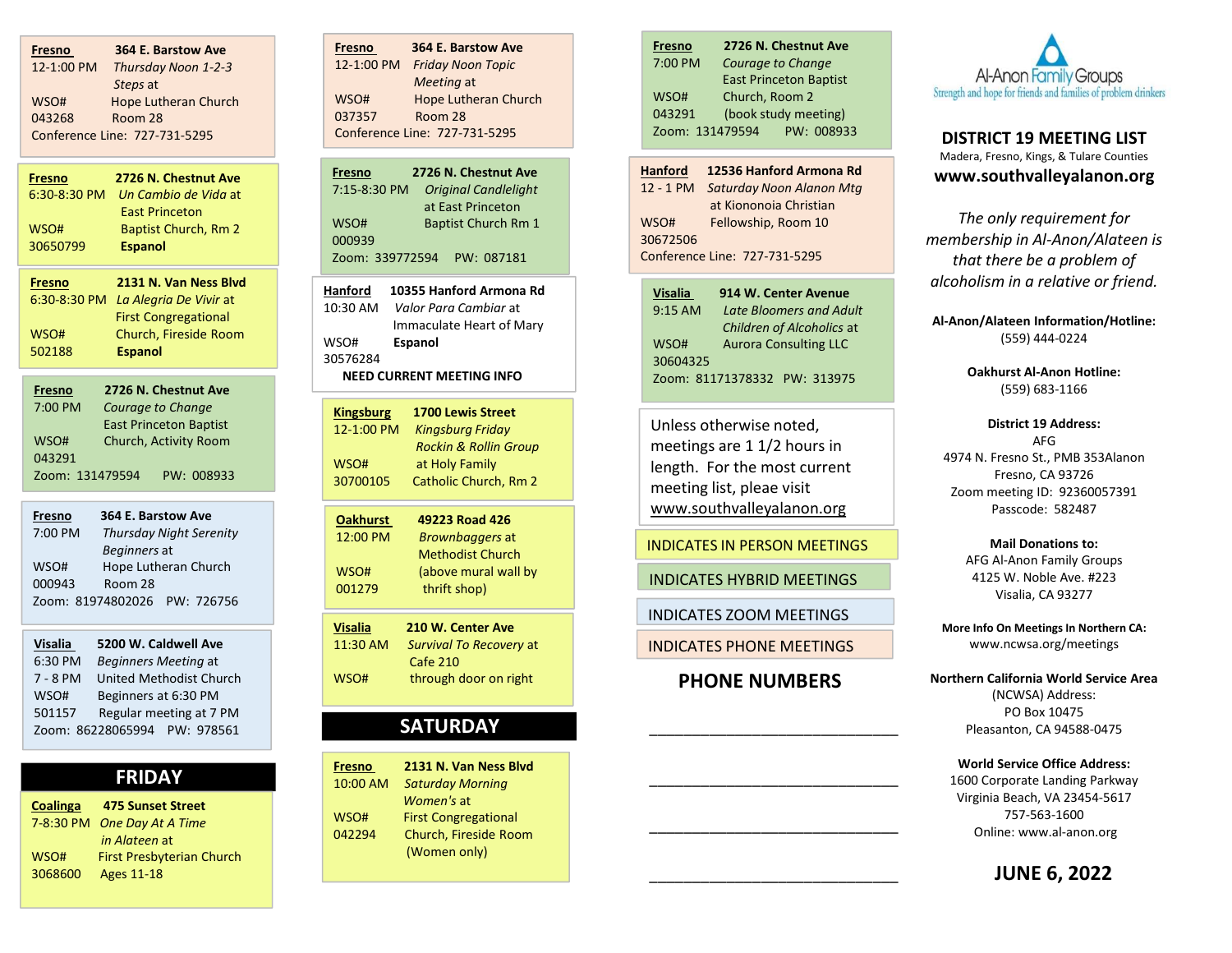**Fresno** 364 E. Barstow Ave
12-1:00 PM *Thursday Noon 1-2-3 Steps* at
WSO# 043268 Hope Lutheran Church Room 28
Conference Line: 727-731-5295

**Fresno** 2726 N. Chestnut Ave
6:30-8:30 PM *Un Cambio de Vida* at East Princeton Baptist Church, Rm 2
WSO# 30650799 **Espanol**

**Fresno** 2131 N. Van Ness Blvd
6:30-8:30 PM *La Alegria De Vivir* at First Congregational Church, Fireside Room
WSO# 502188 **Espanol**

**Fresno** 2726 N. Chestnut Ave
7:00 PM *Courage to Change* East Princeton Baptist Church, Activity Room
WSO# 043291
Zoom: 131479594 PW: 008933

**Fresno** 364 E. Barstow Ave
7:00 PM *Thursday Night Serenity Beginners* at
WSO# 000943 Hope Lutheran Church Room 28
Zoom: 81974802026 PW: 726756

**Visalia** 5200 W. Caldwell Ave
6:30 PM *Beginners Meeting* at
7 - 8 PM United Methodist Church
WSO# 501157 Beginners at 6:30 PM
Regular meeting at 7 PM
Zoom: 86228065994 PW: 978561

## FRIDAY

**Coalinga** 475 Sunset Street
7-8:30 PM *One Day At A Time in Alateen* at
WSO# 3068600 First Presbyterian Church
Ages 11-18

**Fresno** 364 E. Barstow Ave
12-1:00 PM *Friday Noon Topic Meeting* at
WSO# 037357 Hope Lutheran Church Room 28
Conference Line: 727-731-5295

**Fresno** 2726 N. Chestnut Ave
7:15-8:30 PM *Original Candlelight* at East Princeton Baptist Church Rm 1
WSO# 000939
Zoom: 339772594 PW: 087181

**Hanford** 10355 Hanford Armona Rd
10:30 AM *Valor Para Cambiar* at Immaculate Heart of Mary
WSO# 30576284 **Espanol**
**NEED CURRENT MEETING INFO**

**Kingsburg** 1700 Lewis Street
12-1:00 PM *Kingsburg Friday Rockin & Rollin Group* at Holy Family
WSO# 30700105 Catholic Church, Rm 2

**Oakhurst** 49223 Road 426
12:00 PM *Brownbaggers* at Methodist Church
WSO# 001279 (above mural wall by thrift shop)

**Visalia** 210 W. Center Ave
11:30 AM *Survival To Recovery* at Cafe 210
WSO# through door on right

## SATURDAY

**Fresno** 2131 N. Van Ness Blvd
10:00 AM *Saturday Morning Women's* at
WSO# 042294 First Congregational Church, Fireside Room (Women only)

**Fresno** 2726 N. Chestnut Ave
7:00 PM *Courage to Change* East Princeton Baptist Church, Room 2
WSO# 043291 (book study meeting)
Zoom: 131479594 PW: 008933

**Hanford** 12536 Hanford Armona Rd
12 - 1 PM *Saturday Noon Alanon Mtg* at Kiononoia Christian
WSO# 30672506 Fellowship, Room 10
Conference Line: 727-731-5295

**Visalia** 914 W. Center Avenue
9:15 AM *Late Bloomers and Adult Children of Alcoholics* at
WSO# 30604325 Aurora Consulting LLC
Zoom: 81171378332 PW: 313975

Unless otherwise noted, meetings are 1 1/2 hours in length. For the most current meeting list, pleae visit www.southvalleyalanon.org

INDICATES IN PERSON MEETINGS

INDICATES HYBRID MEETINGS

INDICATES ZOOM MEETINGS

INDICATES PHONE MEETINGS

## PHONE NUMBERS

\_\_\_\_\_\_\_\_\_\_\_\_\_\_\_\_\_\_\_\_\_\_\_\_\_\_\_\_\_\_

\_\_\_\_\_\_\_\_\_\_\_\_\_\_\_\_\_\_\_\_\_\_\_\_\_\_\_\_\_\_

\_\_\_\_\_\_\_\_\_\_\_\_\_\_\_\_\_\_\_\_\_\_\_\_\_\_\_\_\_\_

\_\_\_\_\_\_\_\_\_\_\_\_\_\_\_\_\_\_\_\_\_\_\_\_\_\_\_\_\_\_

Al-Anon Family Groups
Strength and hope for friends and families of problem drinkers

# DISTRICT 19 MEETING LIST

Madera, Fresno, Kings, & Tulare Counties

**www.southvalleyalanon.org**

*The only requirement for membership in Al-Anon/Alateen is that there be a problem of alcoholism in a relative or friend.*

**Al-Anon/Alateen Information/Hotline:**
(559) 444-0224

**Oakhurst Al-Anon Hotline:**
(559) 683-1166

**District 19 Address:**
AFG
4974 N. Fresno St., PMB 353Alanon
Fresno, CA 93726
Zoom meeting ID: 92360057391
Passcode: 582487

**Mail Donations to:**
AFG Al-Anon Family Groups
4125 W. Noble Ave. #223
Visalia, CA 93277

**More Info On Meetings In Northern CA:**
www.ncwsa.org/meetings

**Northern California World Service Area**
(NCWSA) Address:
PO Box 10475
Pleasanton, CA 94588-0475

**World Service Office Address:**
1600 Corporate Landing Parkway
Virginia Beach, VA 23454-5617
757-563-1600
Online: www.al-anon.org

**JUNE 6, 2022**